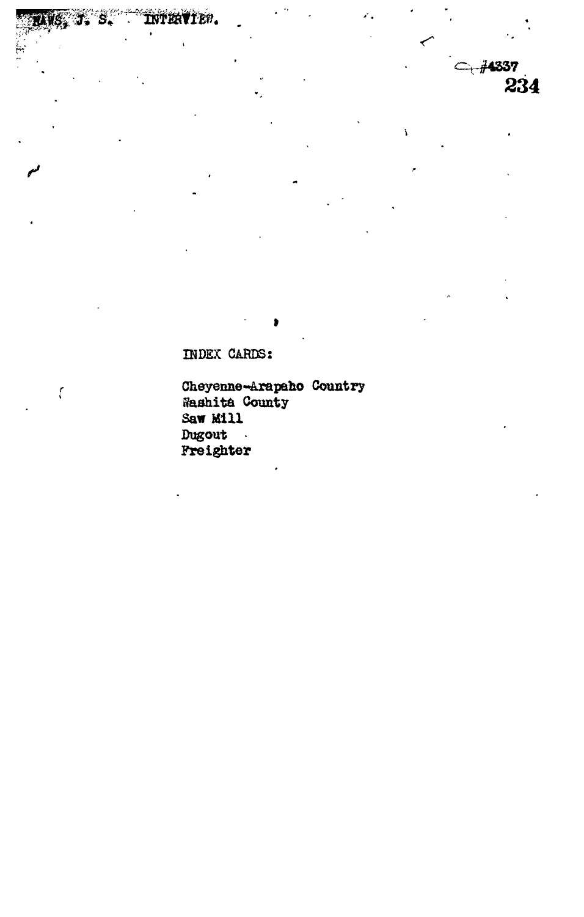HAWS, J. S. INTERVIEW.

#4337
234

INDEX CARDS:

Cheyenne-Arapaho Country
Washita County
Saw Mill
Dugout
Freighter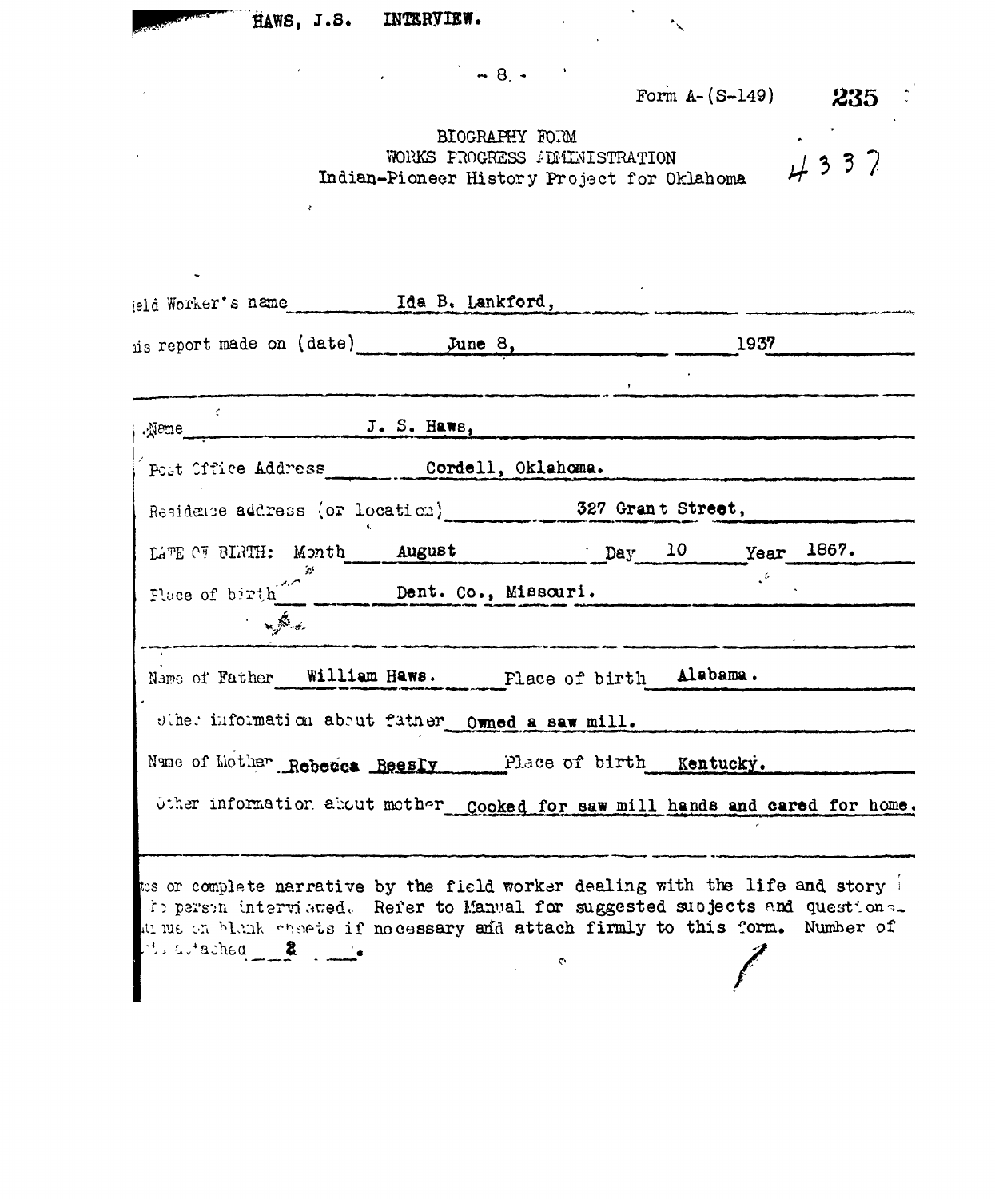HAWS, J.S. INTERVIEW.

Form A-(S-149) 235

4337

BIOGRAPHY FORM
WORKS PROGRESS ADMINISTRATION
Indian-Pioneer History Project for Oklahoma

Field Worker's name Ida B. Lankford,

This report made on (date) June 8, 1937

Name J. S. Haws,

Post Office Address Cordell, Oklahoma.

Residence address (or location) 327 Grant Street,

DATE OF BIRTH: Month August Day 10 Year 1867.

Place of birth Dent. Co., Missouri.

Name of Father William Haws. Place of birth Alabama.

Other information about father Owned a saw mill.

Name of Mother Rebecca Beesly Place of birth Kentucky.

Other information about mother Cooked for saw mill hands and cared for home.

Notes or complete narrative by the field worker dealing with the life and story of the person interviewed. Refer to Manual for suggested subjects and questions. Continue on blank sheets if necessary and attach firmly to this form. Number of sheets attached 2 .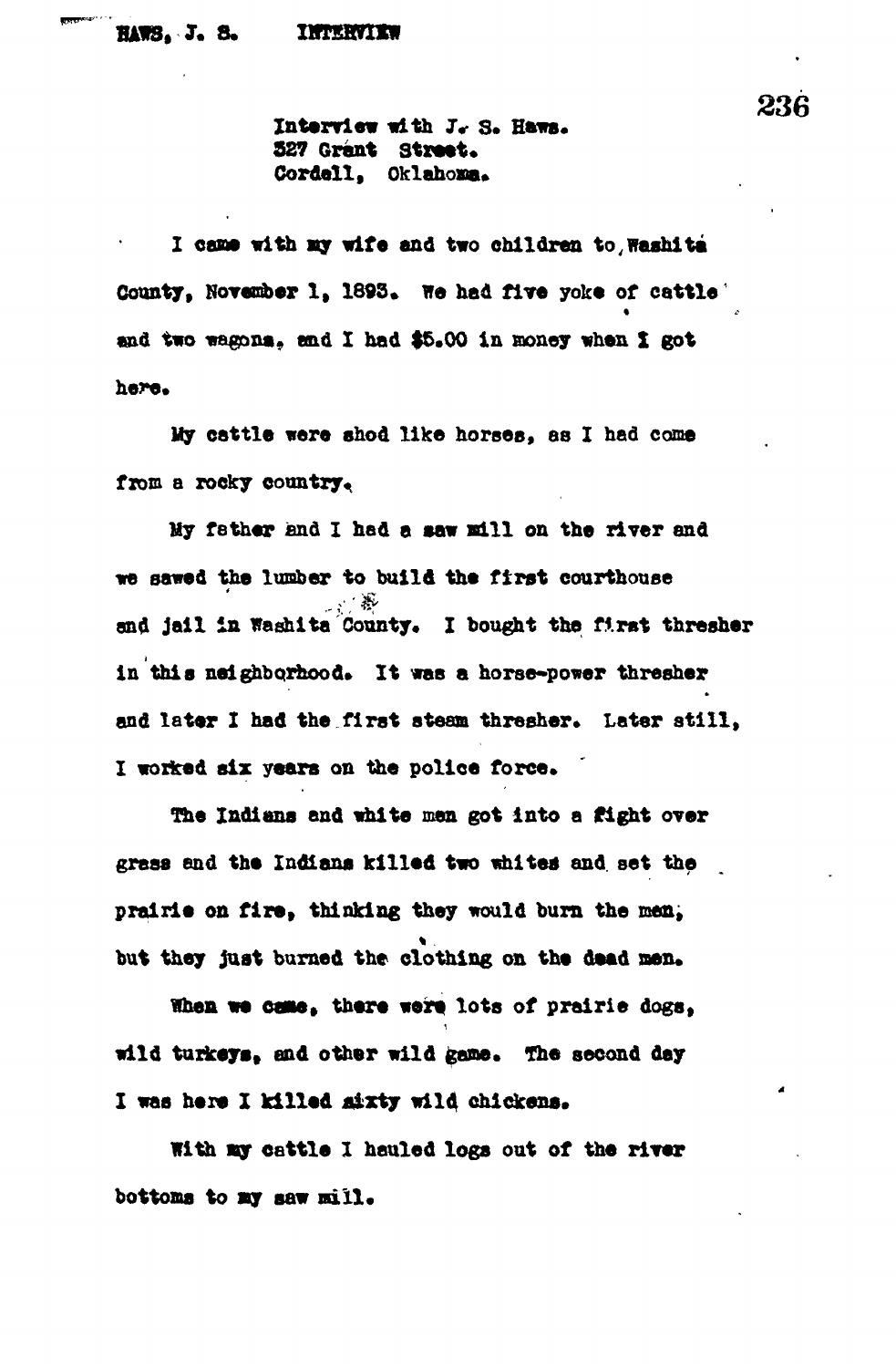Interview with J. S. Haws.
327 Grant Street.
Cordell, Oklahoma.

I came with my wife and two children to Washita County, November 1, 1893. We had five yoke of cattle and two wagons, and I had $5.00 in money when I got here.

My cattle were shod like horses, as I had come from a rocky country.

My father and I had a saw mill on the river and we sawed the lumber to build the first courthouse and jail in Washita County. I bought the first thresher in this neighborhood. It was a horse-power thresher and later I had the first steam thresher. Later still, I worked six years on the police force.

The Indians and white men got into a fight over grass and the Indians killed two whites and set the prairie on fire, thinking they would burn the men, but they just burned the clothing on the dead men.

When we came, there were lots of prairie dogs, wild turkeys, and other wild game. The second day I was here I killed sixty wild chickens.

With my cattle I hauled logs out of the river bottoms to my saw mill.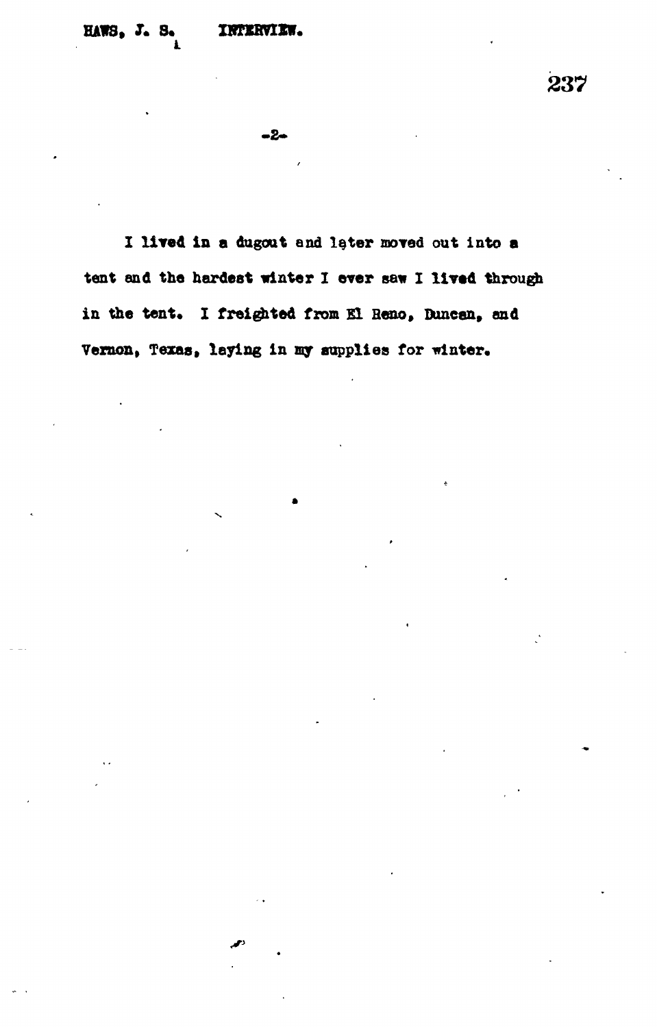I lived in a dugout and later moved out into a tent and the hardest winter I ever saw I lived through in the tent. I freighted from El Reno, Duncan, and Vernon, Texas, laying in my supplies for winter.